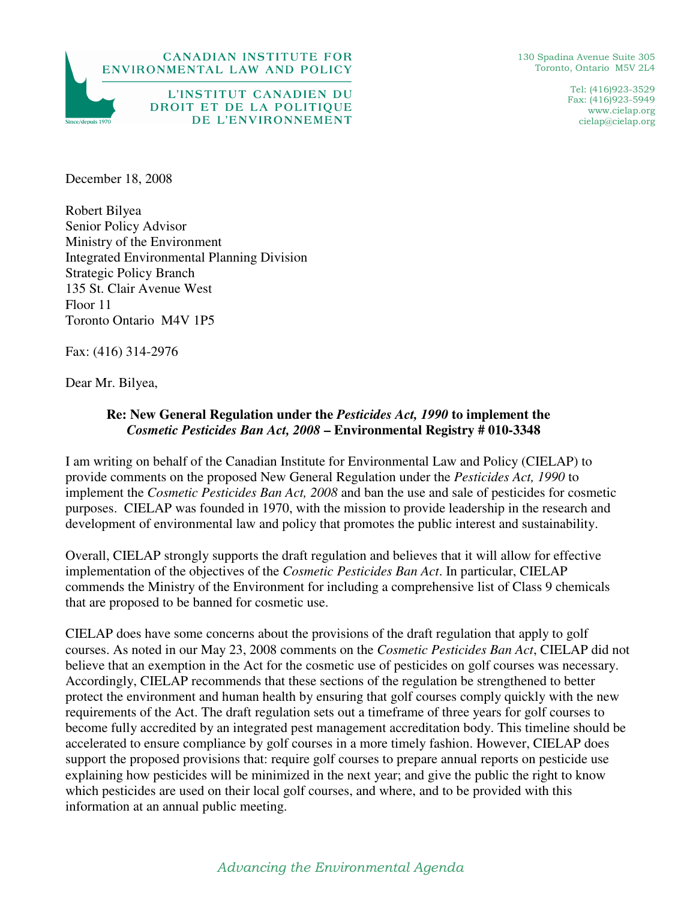CANADIAN INSTITUTE FOR ENVIRONMENTAL LAW AND POLICY

L'INSTITUT CANADIEN DU DROIT ET DE LA POLITIQUE DE L'ENVIRONNEMENT

Since/depuis 1970

130 Spadina Avenue Suite 305
Toronto, Ontario M5V 2L4

Tel: (416)923-3529
Fax: (416)923-5949
www.cielap.org
cielap@cielap.org

December 18, 2008

Robert Bilyea
Senior Policy Advisor
Ministry of the Environment
Integrated Environmental Planning Division
Strategic Policy Branch
135 St. Clair Avenue West
Floor 11
Toronto Ontario M4V 1P5

Fax: (416) 314-2976

Dear Mr. Bilyea,

**Re: New General Regulation under the *Pesticides Act, 1990* to implement the *Cosmetic Pesticides Ban Act, 2008* – Environmental Registry # 010-3348**

I am writing on behalf of the Canadian Institute for Environmental Law and Policy (CIELAP) to provide comments on the proposed New General Regulation under the *Pesticides Act, 1990* to implement the *Cosmetic Pesticides Ban Act, 2008* and ban the use and sale of pesticides for cosmetic purposes. CIELAP was founded in 1970, with the mission to provide leadership in the research and development of environmental law and policy that promotes the public interest and sustainability.

Overall, CIELAP strongly supports the draft regulation and believes that it will allow for effective implementation of the objectives of the *Cosmetic Pesticides Ban Act*. In particular, CIELAP commends the Ministry of the Environment for including a comprehensive list of Class 9 chemicals that are proposed to be banned for cosmetic use.

CIELAP does have some concerns about the provisions of the draft regulation that apply to golf courses. As noted in our May 23, 2008 comments on the *Cosmetic Pesticides Ban Act*, CIELAP did not believe that an exemption in the Act for the cosmetic use of pesticides on golf courses was necessary. Accordingly, CIELAP recommends that these sections of the regulation be strengthened to better protect the environment and human health by ensuring that golf courses comply quickly with the new requirements of the Act. The draft regulation sets out a timeframe of three years for golf courses to become fully accredited by an integrated pest management accreditation body. This timeline should be accelerated to ensure compliance by golf courses in a more timely fashion. However, CIELAP does support the proposed provisions that: require golf courses to prepare annual reports on pesticide use explaining how pesticides will be minimized in the next year; and give the public the right to know which pesticides are used on their local golf courses, and where, and to be provided with this information at an annual public meeting.

*Advancing the Environmental Agenda*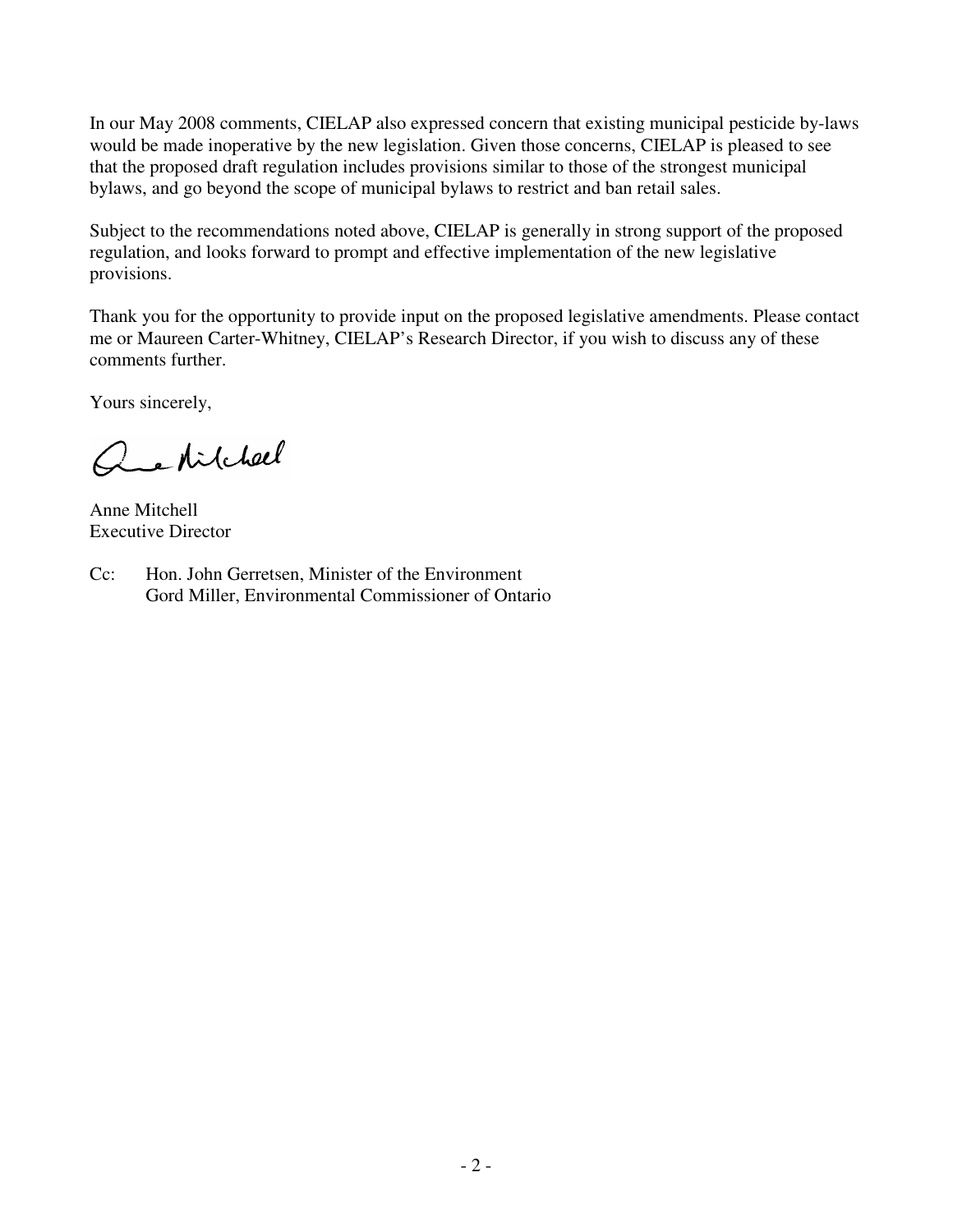In our May 2008 comments, CIELAP also expressed concern that existing municipal pesticide by-laws would be made inoperative by the new legislation. Given those concerns, CIELAP is pleased to see that the proposed draft regulation includes provisions similar to those of the strongest municipal bylaws, and go beyond the scope of municipal bylaws to restrict and ban retail sales.

Subject to the recommendations noted above, CIELAP is generally in strong support of the proposed regulation, and looks forward to prompt and effective implementation of the new legislative provisions.

Thank you for the opportunity to provide input on the proposed legislative amendments. Please contact me or Maureen Carter-Whitney, CIELAP's Research Director, if you wish to discuss any of these comments further.

Yours sincerely,

Anne Mitchell
Executive Director

Cc: Hon. John Gerretsen, Minister of the Environment
Gord Miller, Environmental Commissioner of Ontario